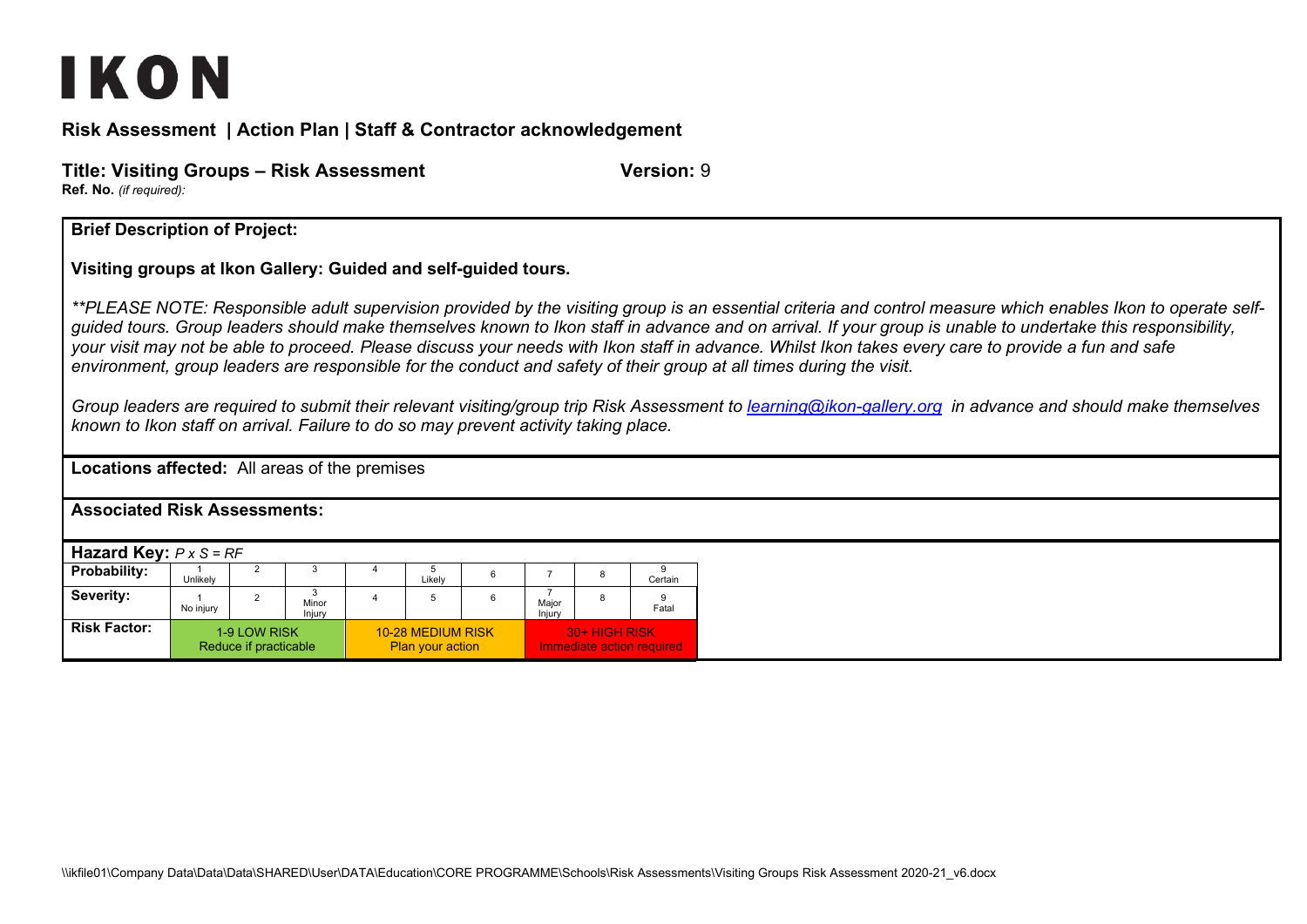# IKON

## Risk Assessment | Action Plan | Staff & Contractor acknowledgement

**Title: Visiting Groups – Risk Assessment** **Version:** 9

**Ref. No.** *(if required):*

**Brief Description of Project:**

**Visiting groups at Ikon Gallery: Guided and self-guided tours.**

*\*\*PLEASE NOTE: Responsible adult supervision provided by the visiting group is an essential criteria and control measure which enables Ikon to operate self-guided tours. Group leaders should make themselves known to Ikon staff in advance and on arrival. If your group is unable to undertake this responsibility, your visit may not be able to proceed. Please discuss your needs with Ikon staff in advance. Whilst Ikon takes every care to provide a fun and safe environment, group leaders are responsible for the conduct and safety of their group at all times during the visit.*

*Group leaders are required to submit their relevant visiting/group trip Risk Assessment to [learning@ikon-gallery.org](mailto:learning@ikon-gallery.org) in advance and should make themselves known to Ikon staff on arrival. Failure to do so may prevent activity taking place.*

**Locations affected:** All areas of the premises

**Associated Risk Assessments:**

**Hazard Key:** *P x S = RF*

| | | | | | | | | | |
|---|---|---|---|---|---|---|---|---|---|
| **Probability:** | 1 Unlikely | 2 | 3 | 4 | 5 Likely | 6 | 7 | 8 | 9 Certain |
| **Severity:** | 1 No injury | 2 | 3 Minor Injury | 4 | 5 | 6 | 7 Major Injury | 8 | 9 Fatal |
| **Risk Factor:** | 1-9 LOW RISK Reduce if practicable | | | 10-28 MEDIUM RISK Plan your action | | | 30+ HIGH RISK Immediate action required | | |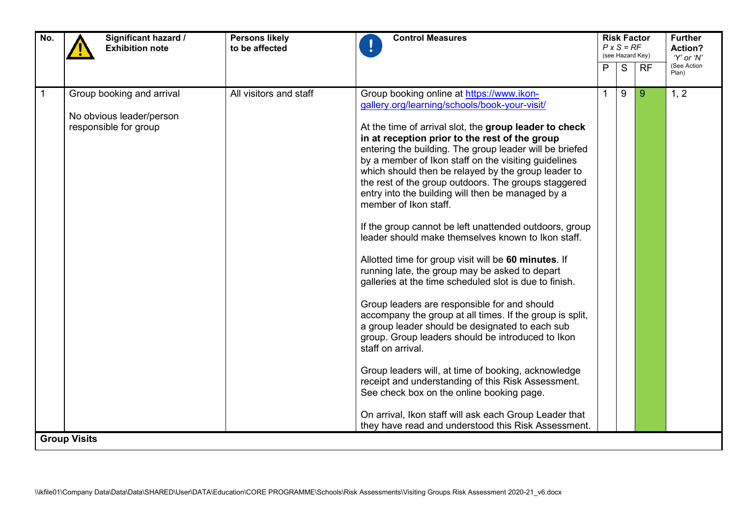| No. | Significant hazard / Exhibition note | Persons likely to be affected | Control Measures | Risk Factor *P x S = RF* (see Hazard Key) | | | Further Action? *'Y' or 'N'* (See Action Plan) |
|---|---|---|---|---|---|---|---|
| | | | | P | S | RF | |
| 1 | Group booking and arrival<br><br>No obvious leader/person responsible for group | All visitors and staff | Group booking online at [https://www.ikon-gallery.org/learning/schools/book-your-visit/](https://www.ikon-gallery.org/learning/schools/book-your-visit/)<br><br>At the time of arrival slot, the **group leader to check in at reception prior to the rest of the group** entering the building. The group leader will be briefed by a member of Ikon staff on the visiting guidelines which should then be relayed by the group leader to the rest of the group outdoors. The groups staggered entry into the building will then be managed by a member of Ikon staff.<br><br>If the group cannot be left unattended outdoors, group leader should make themselves known to Ikon staff.<br><br>Allotted time for group visit will be **60 minutes**. If running late, the group may be asked to depart galleries at the time scheduled slot is due to finish.<br><br>Group leaders are responsible for and should accompany the group at all times. If the group is split, a group leader should be designated to each sub group. Group leaders should be introduced to Ikon staff on arrival.<br><br>Group leaders will, at time of booking, acknowledge receipt and understanding of this Risk Assessment. See check box on the online booking page.<br><br>On arrival, Ikon staff will ask each Group Leader that they have read and understood this Risk Assessment. | 1 | 9 | 9 | 1, 2 |

**Group Visits**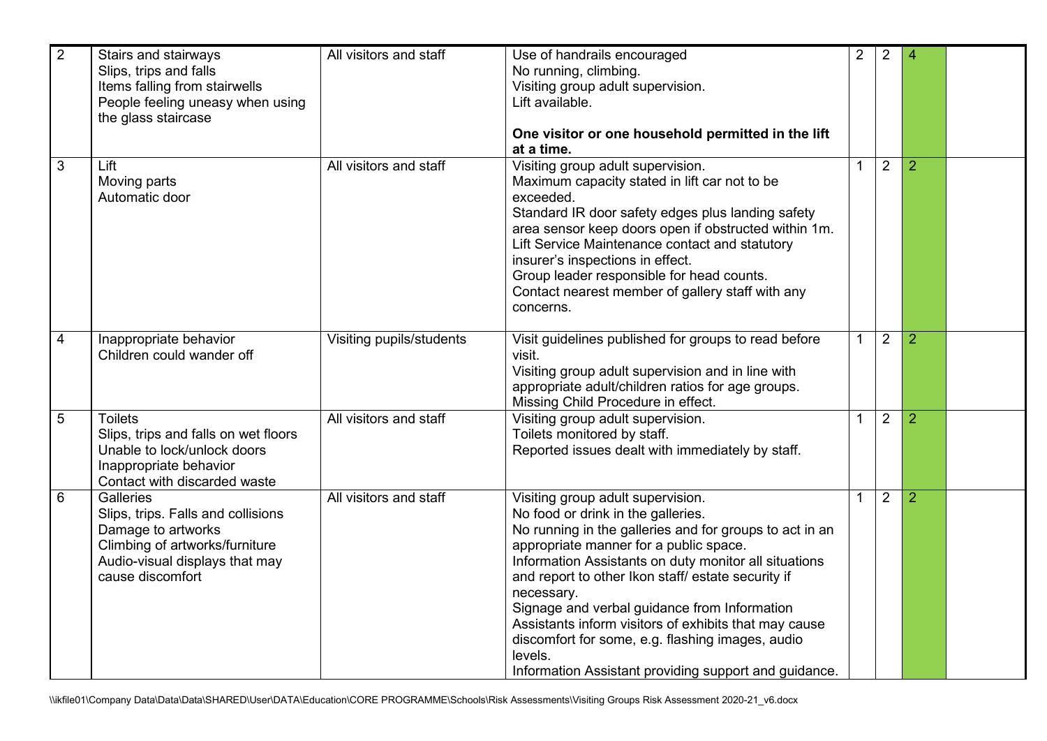| 2 | Stairs and stairways<br>Slips, trips and falls<br>Items falling from stairwells<br>People feeling uneasy when using the glass staircase | All visitors and staff | Use of handrails encouraged<br>No running, climbing.<br>Visiting group adult supervision.<br>Lift available.<br><br>**One visitor or one household permitted in the lift at a time.** | 2 | 2 | 4 | |
|---|---|---|---|---|---|---|---|
| 3 | Lift<br>Moving parts<br>Automatic door | All visitors and staff | Visiting group adult supervision.<br>Maximum capacity stated in lift car not to be exceeded.<br>Standard IR door safety edges plus landing safety area sensor keep doors open if obstructed within 1m.<br>Lift Service Maintenance contact and statutory insurer's inspections in effect.<br>Group leader responsible for head counts.<br>Contact nearest member of gallery staff with any concerns. | 1 | 2 | 2 | |
| 4 | Inappropriate behavior<br>Children could wander off | Visiting pupils/students | Visit guidelines published for groups to read before visit.<br>Visiting group adult supervision and in line with appropriate adult/children ratios for age groups.<br>Missing Child Procedure in effect. | 1 | 2 | 2 | |
| 5 | Toilets<br>Slips, trips and falls on wet floors<br>Unable to lock/unlock doors<br>Inappropriate behavior<br>Contact with discarded waste | All visitors and staff | Visiting group adult supervision.<br>Toilets monitored by staff.<br>Reported issues dealt with immediately by staff. | 1 | 2 | 2 | |
| 6 | Galleries<br>Slips, trips. Falls and collisions<br>Damage to artworks<br>Climbing of artworks/furniture<br>Audio-visual displays that may cause discomfort | All visitors and staff | Visiting group adult supervision.<br>No food or drink in the galleries.<br>No running in the galleries and for groups to act in an appropriate manner for a public space.<br>Information Assistants on duty monitor all situations and report to other Ikon staff/ estate security if necessary.<br>Signage and verbal guidance from Information Assistants inform visitors of exhibits that may cause discomfort for some, e.g. flashing images, audio levels.<br>Information Assistant providing support and guidance. | 1 | 2 | 2 | |

\\ikfile01\Company Data\Data\Data\SHARED\User\DATA\Education\CORE PROGRAMME\Schools\Risk Assessments\Visiting Groups Risk Assessment 2020-21_v6.docx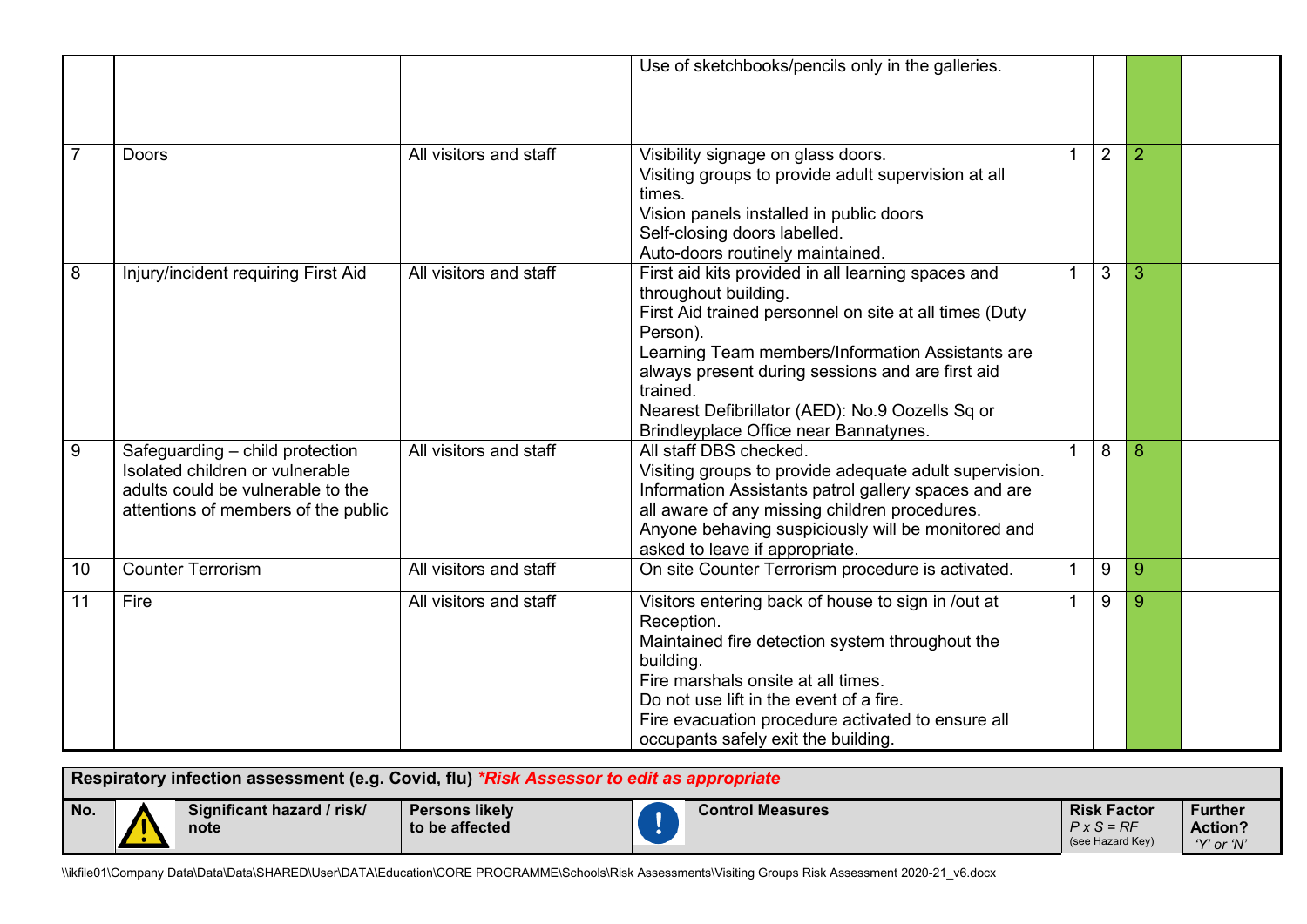| | | | | | | | |
|---|---|---|---|---|---|---|---|
| | | | Use of sketchbooks/pencils only in the galleries. | | | | |
| 7 | Doors | All visitors and staff | Visibility signage on glass doors.<br>Visiting groups to provide adult supervision at all times.<br>Vision panels installed in public doors<br>Self-closing doors labelled.<br>Auto-doors routinely maintained. | 1 | 2 | 2 | |
| 8 | Injury/incident requiring First Aid | All visitors and staff | First aid kits provided in all learning spaces and throughout building.<br>First Aid trained personnel on site at all times (Duty Person).<br>Learning Team members/Information Assistants are always present during sessions and are first aid trained.<br>Nearest Defibrillator (AED): No.9 Oozells Sq or Brindleyplace Office near Bannatynes. | 1 | 3 | 3 | |
| 9 | Safeguarding – child protection Isolated children or vulnerable adults could be vulnerable to the attentions of members of the public | All visitors and staff | All staff DBS checked.<br>Visiting groups to provide adequate adult supervision.<br>Information Assistants patrol gallery spaces and are all aware of any missing children procedures.<br>Anyone behaving suspiciously will be monitored and asked to leave if appropriate. | 1 | 8 | 8 | |
| 10 | Counter Terrorism | All visitors and staff | On site Counter Terrorism procedure is activated. | 1 | 9 | 9 | |
| 11 | Fire | All visitors and staff | Visitors entering back of house to sign in /out at Reception.<br>Maintained fire detection system throughout the building.<br>Fire marshals onsite at all times.<br>Do not use lift in the event of a fire.<br>Fire evacuation procedure activated to ensure all occupants safely exit the building. | 1 | 9 | 9 | |

**Respiratory infection assessment (e.g. Covid, flu)** ***\*Risk Assessor to edit as appropriate***

| No. | Significant hazard / risk/ note | Persons likely to be affected | Control Measures | Risk Factor *P x S = RF* (see Hazard Key) | Further Action? *'Y' or 'N'* |
|---|---|---|---|---|---|

\\ikfile01\Company Data\Data\Data\SHARED\User\DATA\Education\CORE PROGRAMME\Schools\Risk Assessments\Visiting Groups Risk Assessment 2020-21_v6.docx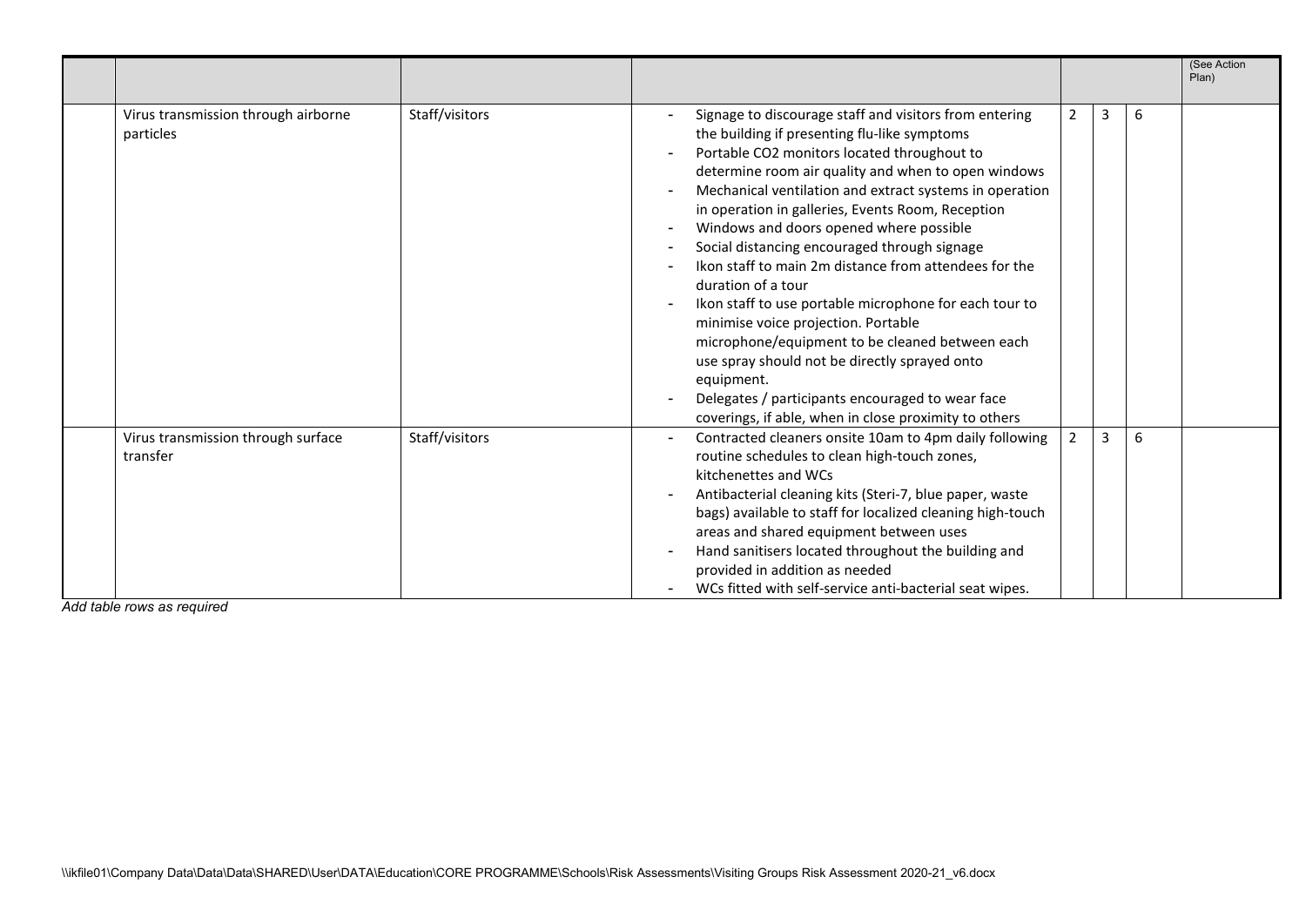| | | | | | | | |
|---|---|---|---|---|---|---|---|
| | | | | | | | (See Action Plan) |
| | Virus transmission through airborne particles | Staff/visitors | - Signage to discourage staff and visitors from entering the building if presenting flu-like symptoms<br>- Portable $CO_2$ monitors located throughout to determine room air quality and when to open windows<br>- Mechanical ventilation and extract systems in operation in operation in galleries, Events Room, Reception<br>- Windows and doors opened where possible<br>- Social distancing encouraged through signage<br>- Ikon staff to main 2m distance from attendees for the duration of a tour<br>- Ikon staff to use portable microphone for each tour to minimise voice projection. Portable microphone/equipment to be cleaned between each use spray should not be directly sprayed onto equipment.<br>- Delegates / participants encouraged to wear face coverings, if able, when in close proximity to others | 2 | 3 | 6 | |
| | Virus transmission through surface transfer | Staff/visitors | - Contracted cleaners onsite 10am to 4pm daily following routine schedules to clean high-touch zones, kitchenettes and WCs<br>- Antibacterial cleaning kits (Steri-7, blue paper, waste bags) available to staff for localized cleaning high-touch areas and shared equipment between uses<br>- Hand sanitisers located throughout the building and provided in addition as needed<br>- WCs fitted with self-service anti-bacterial seat wipes. | 2 | 3 | 6 | |

*Add table rows as required*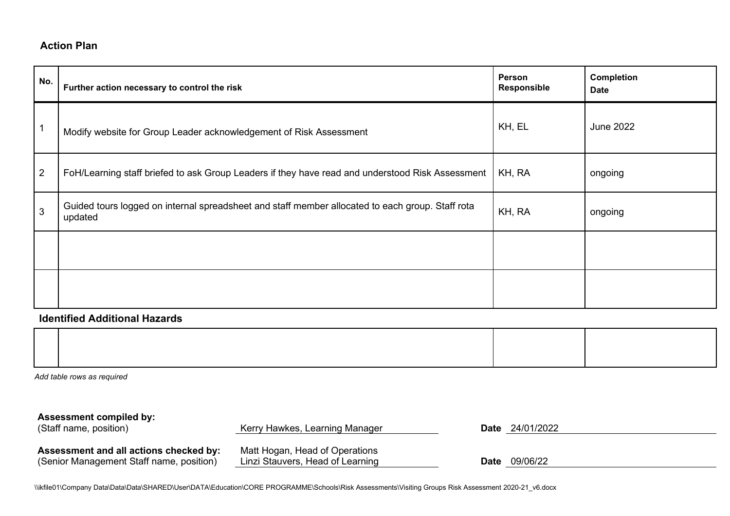## Action Plan

| No. | Further action necessary to control the risk | Person Responsible | Completion Date |
|---|---|---|---|
| 1 | Modify website for Group Leader acknowledgement of Risk Assessment | KH, EL | June 2022 |
| 2 | FoH/Learning staff briefed to ask Group Leaders if they have read and understood Risk Assessment | KH, RA | ongoing |
| 3 | Guided tours logged on internal spreadsheet and staff member allocated to each group. Staff rota updated | KH, RA | ongoing |
| | | | |
| | | | |

## Identified Additional Hazards

| | | | |
|---|---|---|---|
| | | | |

*Add table rows as required*

**Assessment compiled by:**
(Staff name, position) Kerry Hawkes, Learning Manager **Date** 24/01/2022

**Assessment and all actions checked by:**
(Senior Management Staff name, position) Matt Hogan, Head of Operations
Linzi Stauvers, Head of Learning **Date** 09/06/22

\\ikfile01\Company Data\Data\Data\SHARED\User\DATA\Education\CORE PROGRAMME\Schools\Risk Assessments\Visiting Groups Risk Assessment 2020-21_v6.docx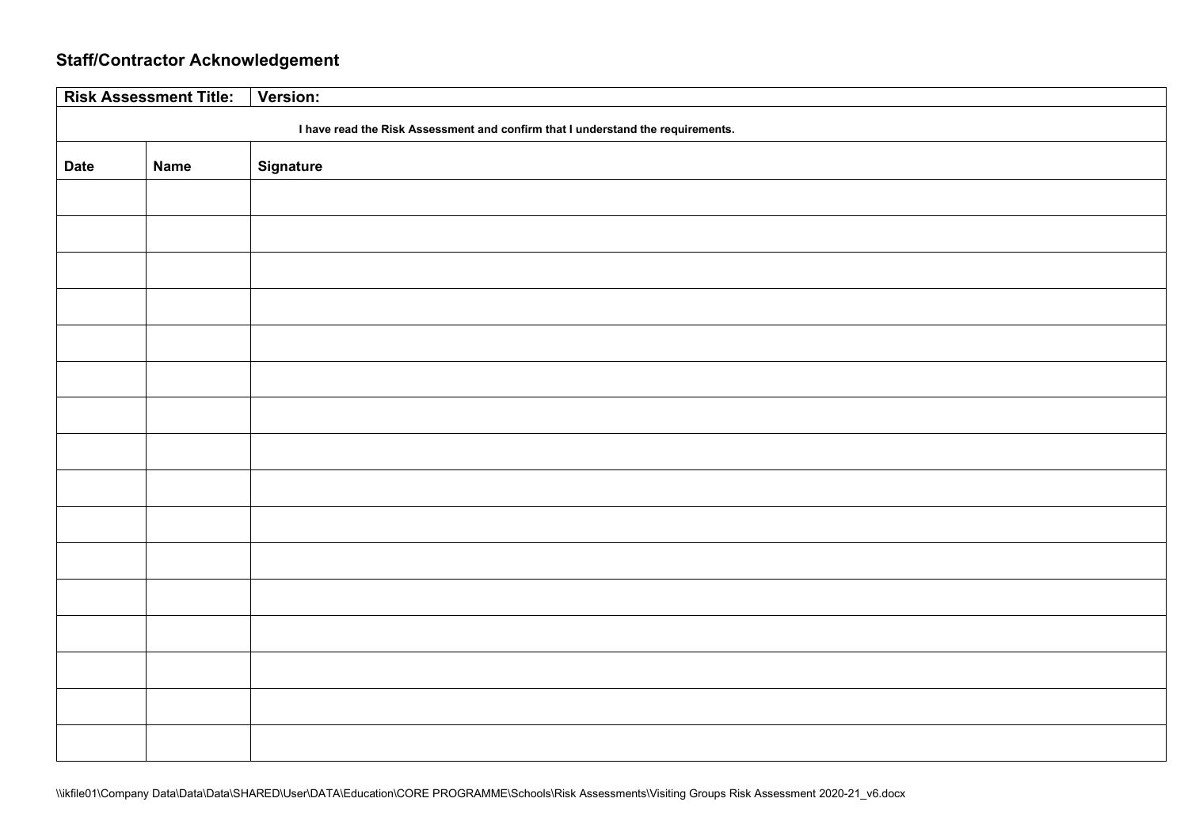## Staff/Contractor Acknowledgement

| **Risk Assessment Title:** | | **Version:** |
|---|---|---|
| **I have read the Risk Assessment and confirm that I understand the requirements.** | | |
| **Date** | **Name** | **Signature** |
| | | |
| | | |
| | | |
| | | |
| | | |
| | | |
| | | |
| | | |
| | | |
| | | |
| | | |
| | | |
| | | |
| | | |
| | | |
| | | |

\\ikfile01\Company Data\Data\Data\SHARED\User\DATA\Education\CORE PROGRAMME\Schools\Risk Assessments\Visiting Groups Risk Assessment 2020-21_v6.docx